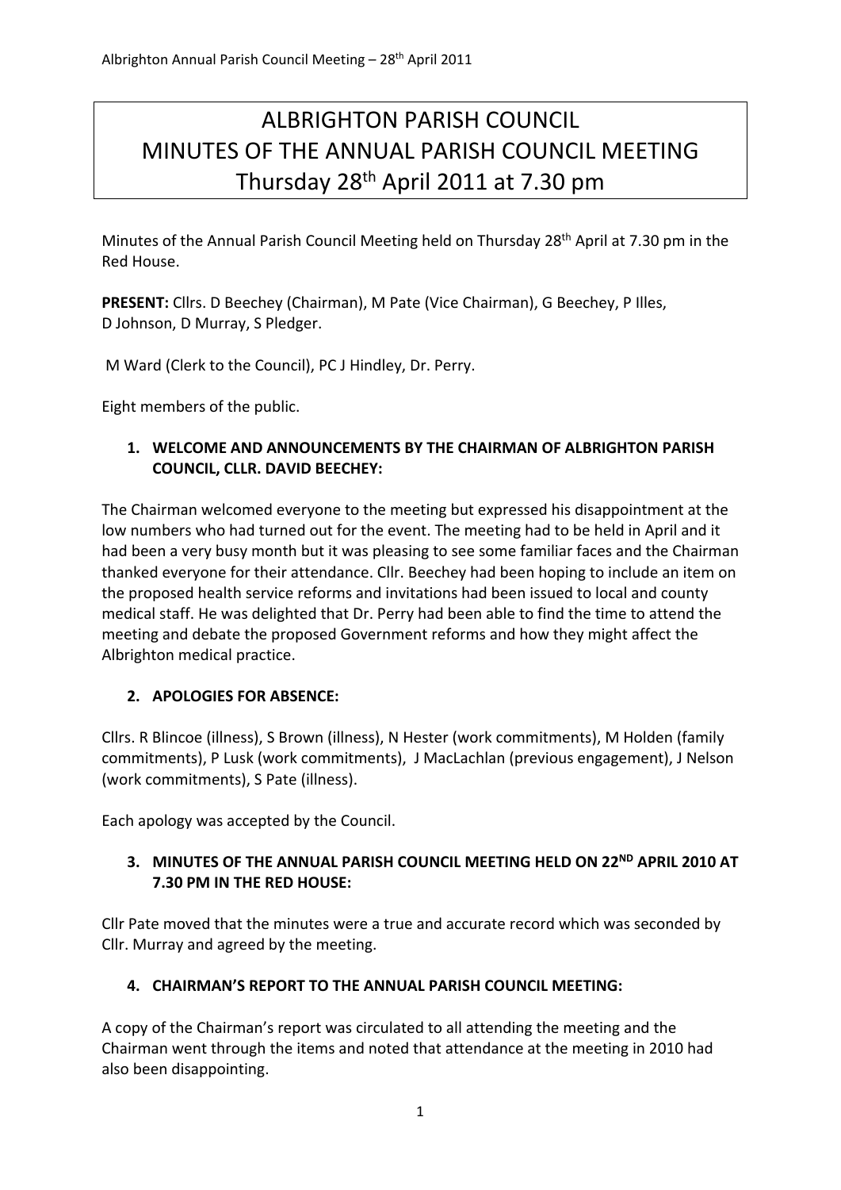# ALBRIGHTON PARISH COUNCIL
# MINUTES OF THE ANNUAL PARISH COUNCIL MEETING
# Thursday 28th April 2011 at 7.30 pm

Minutes of the Annual Parish Council Meeting held on Thursday 28th April at 7.30 pm in the Red House.

**PRESENT:** Cllrs. D Beechey (Chairman), M Pate (Vice Chairman), G Beechey, P Illes, D Johnson, D Murray, S Pledger.

M Ward (Clerk to the Council), PC J Hindley, Dr. Perry.

Eight members of the public.

### 1. WELCOME AND ANNOUNCEMENTS BY THE CHAIRMAN OF ALBRIGHTON PARISH COUNCIL, CLLR. DAVID BEECHEY:

The Chairman welcomed everyone to the meeting but expressed his disappointment at the low numbers who had turned out for the event. The meeting had to be held in April and it had been a very busy month but it was pleasing to see some familiar faces and the Chairman thanked everyone for their attendance. Cllr. Beechey had been hoping to include an item on the proposed health service reforms and invitations had been issued to local and county medical staff. He was delighted that Dr. Perry had been able to find the time to attend the meeting and debate the proposed Government reforms and how they might affect the Albrighton medical practice.

### 2. APOLOGIES FOR ABSENCE:

Cllrs. R Blincoe (illness), S Brown (illness), N Hester (work commitments), M Holden (family commitments), P Lusk (work commitments), J MacLachlan (previous engagement), J Nelson (work commitments), S Pate (illness).

Each apology was accepted by the Council.

### 3. MINUTES OF THE ANNUAL PARISH COUNCIL MEETING HELD ON 22ND APRIL 2010 AT 7.30 PM IN THE RED HOUSE:

Cllr Pate moved that the minutes were a true and accurate record which was seconded by Cllr. Murray and agreed by the meeting.

### 4. CHAIRMAN'S REPORT TO THE ANNUAL PARISH COUNCIL MEETING:

A copy of the Chairman's report was circulated to all attending the meeting and the Chairman went through the items and noted that attendance at the meeting in 2010 had also been disappointing.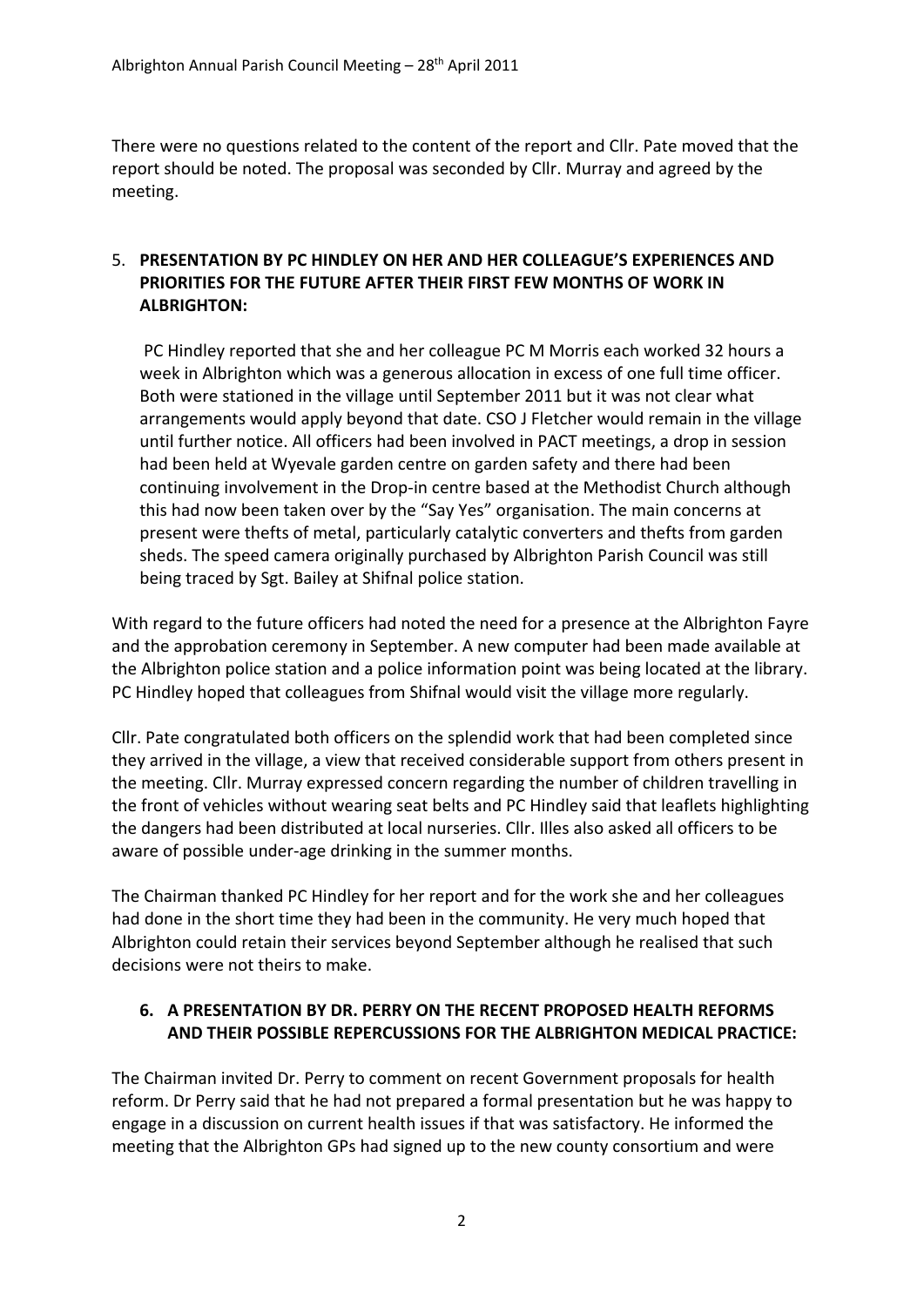There were no questions related to the content of the report and Cllr. Pate moved that the report should be noted. The proposal was seconded by Cllr. Murray and agreed by the meeting.

5. **PRESENTATION BY PC HINDLEY ON HER AND HER COLLEAGUE'S EXPERIENCES AND PRIORITIES FOR THE FUTURE AFTER THEIR FIRST FEW MONTHS OF WORK IN ALBRIGHTON:**

   PC Hindley reported that she and her colleague PC M Morris each worked 32 hours a week in Albrighton which was a generous allocation in excess of one full time officer. Both were stationed in the village until September 2011 but it was not clear what arrangements would apply beyond that date. CSO J Fletcher would remain in the village until further notice. All officers had been involved in PACT meetings, a drop in session had been held at Wyevale garden centre on garden safety and there had been continuing involvement in the Drop-in centre based at the Methodist Church although this had now been taken over by the "Say Yes" organisation. The main concerns at present were thefts of metal, particularly catalytic converters and thefts from garden sheds. The speed camera originally purchased by Albrighton Parish Council was still being traced by Sgt. Bailey at Shifnal police station.

With regard to the future officers had noted the need for a presence at the Albrighton Fayre and the approbation ceremony in September. A new computer had been made available at the Albrighton police station and a police information point was being located at the library. PC Hindley hoped that colleagues from Shifnal would visit the village more regularly.

Cllr. Pate congratulated both officers on the splendid work that had been completed since they arrived in the village, a view that received considerable support from others present in the meeting. Cllr. Murray expressed concern regarding the number of children travelling in the front of vehicles without wearing seat belts and PC Hindley said that leaflets highlighting the dangers had been distributed at local nurseries. Cllr. Illes also asked all officers to be aware of possible under-age drinking in the summer months.

The Chairman thanked PC Hindley for her report and for the work she and her colleagues had done in the short time they had been in the community. He very much hoped that Albrighton could retain their services beyond September although he realised that such decisions were not theirs to make.

6. **A PRESENTATION BY DR. PERRY ON THE RECENT PROPOSED HEALTH REFORMS AND THEIR POSSIBLE REPERCUSSIONS FOR THE ALBRIGHTON MEDICAL PRACTICE:**

The Chairman invited Dr. Perry to comment on recent Government proposals for health reform. Dr Perry said that he had not prepared a formal presentation but he was happy to engage in a discussion on current health issues if that was satisfactory. He informed the meeting that the Albrighton GPs had signed up to the new county consortium and were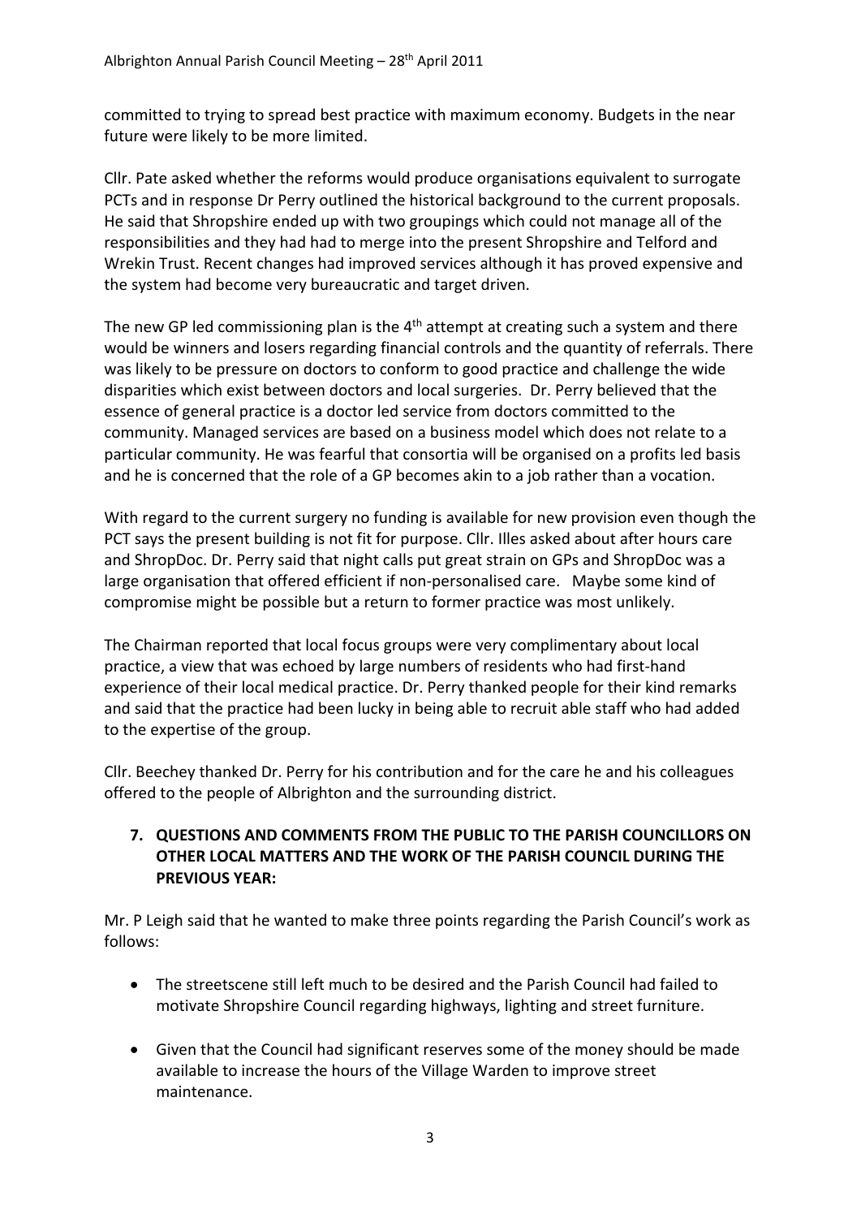committed to trying to spread best practice with maximum economy. Budgets in the near future were likely to be more limited.

Cllr. Pate asked whether the reforms would produce organisations equivalent to surrogate PCTs and in response Dr Perry outlined the historical background to the current proposals. He said that Shropshire ended up with two groupings which could not manage all of the responsibilities and they had had to merge into the present Shropshire and Telford and Wrekin Trust. Recent changes had improved services although it has proved expensive and the system had become very bureaucratic and target driven.

The new GP led commissioning plan is the 4th attempt at creating such a system and there would be winners and losers regarding financial controls and the quantity of referrals. There was likely to be pressure on doctors to conform to good practice and challenge the wide disparities which exist between doctors and local surgeries. Dr. Perry believed that the essence of general practice is a doctor led service from doctors committed to the community. Managed services are based on a business model which does not relate to a particular community. He was fearful that consortia will be organised on a profits led basis and he is concerned that the role of a GP becomes akin to a job rather than a vocation.

With regard to the current surgery no funding is available for new provision even though the PCT says the present building is not fit for purpose. Cllr. Illes asked about after hours care and ShropDoc. Dr. Perry said that night calls put great strain on GPs and ShropDoc was a large organisation that offered efficient if non-personalised care. Maybe some kind of compromise might be possible but a return to former practice was most unlikely.

The Chairman reported that local focus groups were very complimentary about local practice, a view that was echoed by large numbers of residents who had first-hand experience of their local medical practice. Dr. Perry thanked people for their kind remarks and said that the practice had been lucky in being able to recruit able staff who had added to the expertise of the group.

Cllr. Beechey thanked Dr. Perry for his contribution and for the care he and his colleagues offered to the people of Albrighton and the surrounding district.

**7. QUESTIONS AND COMMENTS FROM THE PUBLIC TO THE PARISH COUNCILLORS ON OTHER LOCAL MATTERS AND THE WORK OF THE PARISH COUNCIL DURING THE PREVIOUS YEAR:**

Mr. P Leigh said that he wanted to make three points regarding the Parish Council's work as follows:

- The streetscene still left much to be desired and the Parish Council had failed to motivate Shropshire Council regarding highways, lighting and street furniture.

- Given that the Council had significant reserves some of the money should be made available to increase the hours of the Village Warden to improve street maintenance.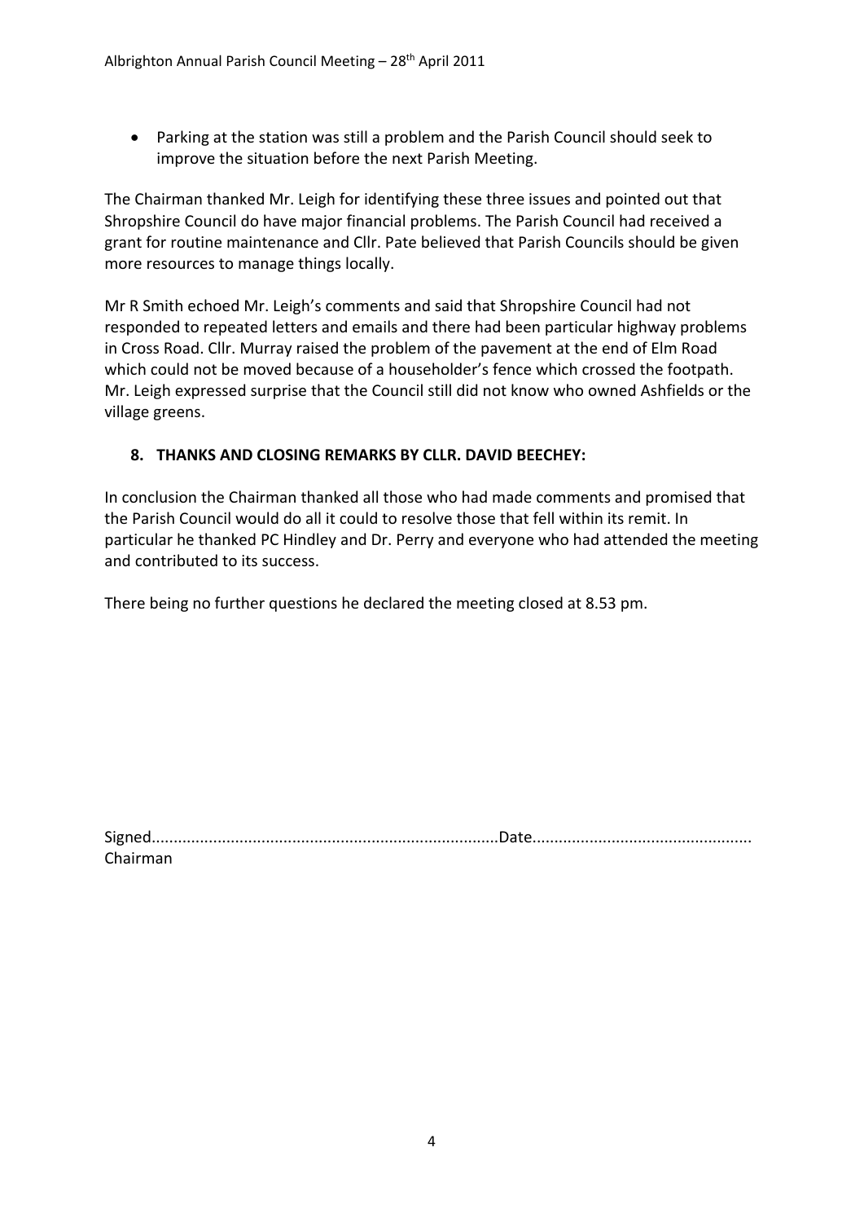- Parking at the station was still a problem and the Parish Council should seek to improve the situation before the next Parish Meeting.

The Chairman thanked Mr. Leigh for identifying these three issues and pointed out that Shropshire Council do have major financial problems. The Parish Council had received a grant for routine maintenance and Cllr. Pate believed that Parish Councils should be given more resources to manage things locally.

Mr R Smith echoed Mr. Leigh's comments and said that Shropshire Council had not responded to repeated letters and emails and there had been particular highway problems in Cross Road. Cllr. Murray raised the problem of the pavement at the end of Elm Road which could not be moved because of a householder's fence which crossed the footpath. Mr. Leigh expressed surprise that the Council still did not know who owned Ashfields or the village greens.

## 8. THANKS AND CLOSING REMARKS BY CLLR. DAVID BEECHEY:

In conclusion the Chairman thanked all those who had made comments and promised that the Parish Council would do all it could to resolve those that fell within its remit. In particular he thanked PC Hindley and Dr. Perry and everyone who had attended the meeting and contributed to its success.

There being no further questions he declared the meeting closed at 8.53 pm.

Signed...............................................................................Date.................................................
Chairman